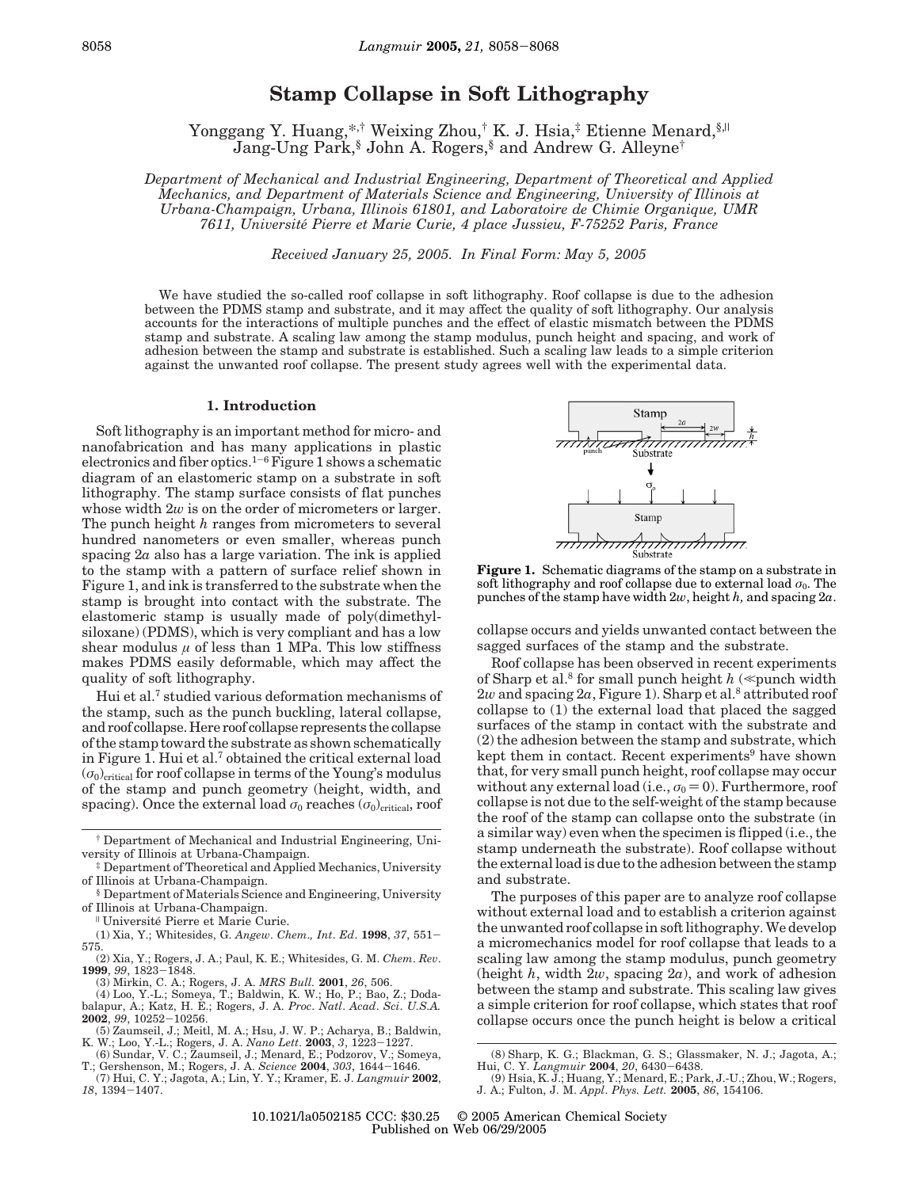# Stamp Collapse in Soft Lithography

Yonggang Y. Huang,*,[†] Weixing Zhou,[†] K. J. Hsia,[‡] Etienne Menard,[§,∥] Jang-Ung Park,[§] John A. Rogers,[§] and Andrew G. Alleyne[†]

*Department of Mechanical and Industrial Engineering, Department of Theoretical and Applied Mechanics, and Department of Materials Science and Engineering, University of Illinois at Urbana-Champaign, Urbana, Illinois 61801, and Laboratoire de Chimie Organique, UMR 7611, Université Pierre et Marie Curie, 4 place Jussieu, F-75252 Paris, France*

*Received January 25, 2005. In Final Form: May 5, 2005*

We have studied the so-called roof collapse in soft lithography. Roof collapse is due to the adhesion between the PDMS stamp and substrate, and it may affect the quality of soft lithography. Our analysis accounts for the interactions of multiple punches and the effect of elastic mismatch between the PDMS stamp and substrate. A scaling law among the stamp modulus, punch height and spacing, and work of adhesion between the stamp and substrate is established. Such a scaling law leads to a simple criterion against the unwanted roof collapse. The present study agrees well with the experimental data.

## 1. Introduction

Soft lithography is an important method for micro- and nanofabrication and has many applications in plastic electronics and fiber optics.[1–6] Figure 1 shows a schematic diagram of an elastomeric stamp on a substrate in soft lithography. The stamp surface consists of flat punches whose width $2w$ is on the order of micrometers or larger. The punch height $h$ ranges from micrometers to several hundred nanometers or even smaller, whereas punch spacing $2a$ also has a large variation. The ink is applied to the stamp with a pattern of surface relief shown in Figure 1, and ink is transferred to the substrate when the stamp is brought into contact with the substrate. The elastomeric stamp is usually made of poly(dimethylsiloxane) (PDMS), which is very compliant and has a low shear modulus $\mu$ of less than 1 MPa. This low stiffness makes PDMS easily deformable, which may affect the quality of soft lithography.

Hui et al.[7] studied various deformation mechanisms of the stamp, such as the punch buckling, lateral collapse, and roof collapse. Here roof collapse represents the collapse of the stamp toward the substrate as shown schematically in Figure 1. Hui et al.[7] obtained the critical external load $(\sigma_0)_{critical}$ for roof collapse in terms of the Young's modulus of the stamp and punch geometry (height, width, and spacing). Once the external load $\sigma_0$ reaches $(\sigma_0)_{critical}$, roof collapse occurs and yields unwanted contact between the sagged surfaces of the stamp and the substrate.

**Figure 1.** Schematic diagrams of the stamp on a substrate in soft lithography and roof collapse due to external load $\sigma_0$. The punches of the stamp have width $2w$, height $h$, and spacing $2a$.

Roof collapse has been observed in recent experiments of Sharp et al.[8] for small punch height $h$ ($\ll$punch width $2w$ and spacing $2a$, Figure 1). Sharp et al.[8] attributed roof collapse to (1) the external load that placed the sagged surfaces of the stamp in contact with the substrate and (2) the adhesion between the stamp and substrate, which kept them in contact. Recent experiments[9] have shown that, for very small punch height, roof collapse may occur without any external load (i.e., $\sigma_0 = 0$). Furthermore, roof collapse is not due to the self-weight of the stamp because the roof of the stamp can collapse onto the substrate (in a similar way) even when the specimen is flipped (i.e., the stamp underneath the substrate). Roof collapse without the external load is due to the adhesion between the stamp and substrate.

The purposes of this paper are to analyze roof collapse without external load and to establish a criterion against the unwanted roof collapse in soft lithography. We develop a micromechanics model for roof collapse that leads to a scaling law among the stamp modulus, punch geometry (height $h$, width $2w$, spacing $2a$), and work of adhesion between the stamp and substrate. This scaling law gives a simple criterion for roof collapse, which states that roof collapse occurs once the punch height is below a critical

[†] Department of Mechanical and Industrial Engineering, University of Illinois at Urbana-Champaign.

[‡] Department of Theoretical and Applied Mechanics, University of Illinois at Urbana-Champaign.

[§] Department of Materials Science and Engineering, University of Illinois at Urbana-Champaign.

[∥] Université Pierre et Marie Curie.

(1) Xia, Y.; Whitesides, G. *Angew. Chem., Int. Ed.* **1998**, *37*, 551–575.

(2) Xia, Y.; Rogers, J. A.; Paul, K. E.; Whitesides, G. M. *Chem. Rev.* **1999**, *99*, 1823–1848.

(3) Mirkin, C. A.; Rogers, J. A. *MRS Bull.* **2001**, *26*, 506.

(4) Loo, Y.-L.; Someya, T.; Baldwin, K. W.; Ho, P.; Bao, Z.; Dodabalapur, A.; Katz, H. E.; Rogers, J. A. *Proc. Natl. Acad. Sci. U.S.A.* **2002**, *99*, 10252–10256.

(5) Zaumseil, J.; Meitl, M. A.; Hsu, J. W. P.; Acharya, B.; Baldwin, K. W.; Loo, Y.-L.; Rogers, J. A. *Nano Lett.* **2003**, *3*, 1223–1227.

(6) Sundar, V. C.; Zaumseil, J.; Menard, E.; Podzorov, V.; Someya, T.; Gershenson, M.; Rogers, J. A. *Science* **2004**, *303*, 1644–1646.

(7) Hui, C. Y.; Jagota, A.; Lin, Y. Y.; Kramer, E. J. *Langmuir* **2002**, *18*, 1394–1407.

(8) Sharp, K. G.; Blackman, G. S.; Glassmaker, N. J.; Jagota, A.; Hui, C. Y. *Langmuir* **2004**, *20*, 6430–6438.

(9) Hsia, K. J.; Huang, Y.; Menard, E.; Park, J.-U.; Zhou, W.; Rogers, J. A.; Fulton, J. M. *Appl. Phys. Lett.* **2005**, *86*, 154106.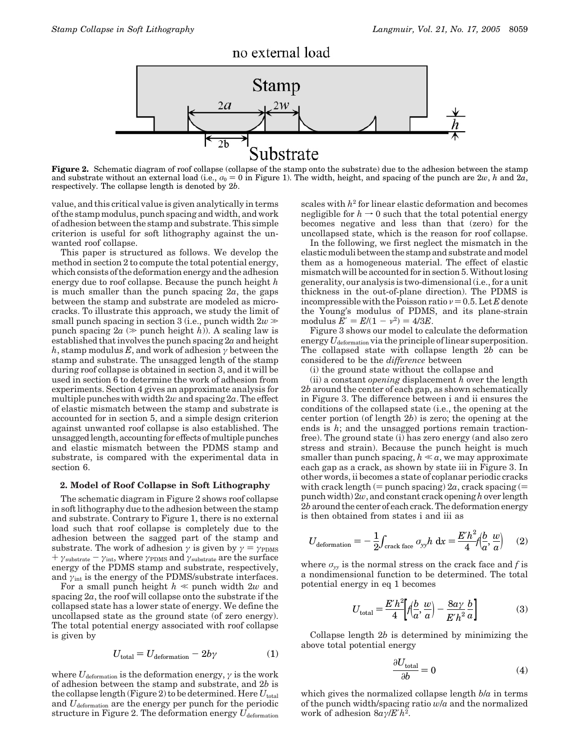**Figure 2.** Schematic diagram of roof collapse (collapse of the stamp onto the substrate) due to the adhesion between the stamp and substrate without an external load (i.e., $\sigma_0 = 0$ in Figure 1). The width, height, and spacing of the punch are $2w$, $h$ and $2a$, respectively. The collapse length is denoted by $2b$.

value, and this critical value is given analytically in terms of the stamp modulus, punch spacing and width, and work of adhesion between the stamp and substrate. This simple criterion is useful for soft lithography against the unwanted roof collapse.

This paper is structured as follows. We develop the method in section 2 to compute the total potential energy, which consists of the deformation energy and the adhesion energy due to roof collapse. Because the punch height $h$ is much smaller than the punch spacing $2a$, the gaps between the stamp and substrate are modeled as microcracks. To illustrate this approach, we study the limit of small punch spacing in section 3 (i.e., punch width $2w \gg$ punch spacing $2a$ ($\gg$ punch height $h$)). A scaling law is established that involves the punch spacing $2a$ and height $h$, stamp modulus $E$, and work of adhesion $\gamma$ between the stamp and substrate. The unsagged length of the stamp during roof collapse is obtained in section 3, and it will be used in section 6 to determine the work of adhesion from experiments. Section 4 gives an approximate analysis for multiple punches with width $2w$ and spacing $2a$. The effect of elastic mismatch between the stamp and substrate is accounted for in section 5, and a simple design criterion against unwanted roof collapse is also established. The unsagged length, accounting for effects of multiple punches and elastic mismatch between the PDMS stamp and substrate, is compared with the experimental data in section 6.

## 2. Model of Roof Collapse in Soft Lithography

The schematic diagram in Figure 2 shows roof collapse in soft lithography due to the adhesion between the stamp and substrate. Contrary to Figure 1, there is no external load such that roof collapse is completely due to the adhesion between the sagged part of the stamp and substrate. The work of adhesion $\gamma$ is given by $\gamma = \gamma_{\text{PDMS}} + \gamma_{\text{substrate}} - \gamma_{\text{int}}$, where $\gamma_{\text{PDMS}}$ and $\gamma_{\text{substrate}}$ are the surface energy of the PDMS stamp and substrate, respectively, and $\gamma_{\text{int}}$ is the energy of the PDMS/substrate interfaces.

For a small punch height $h \ll$ punch width $2w$ and spacing $2a$, the roof will collapse onto the substrate if the collapsed state has a lower state of energy. We define the uncollapsed state as the ground state (of zero energy). The total potential energy associated with roof collapse is given by

$$U_{\text{total}} = U_{\text{deformation}} - 2b\gamma \qquad (1)$$

where $U_{\text{deformation}}$ is the deformation energy, $\gamma$ is the work of adhesion between the stamp and substrate, and $2b$ is the collapse length (Figure 2) to be determined. Here $U_{\text{total}}$ and $U_{\text{deformation}}$ are the energy per punch for the periodic structure in Figure 2. The deformation energy $U_{\text{deformation}}$ scales with $h^2$ for linear elastic deformation and becomes negligible for $h \to 0$ such that the total potential energy becomes negative and less than that (zero) for the uncollapsed state, which is the reason for roof collapse.

In the following, we first neglect the mismatch in the elastic moduli between the stamp and substrate and model them as a homogeneous material. The effect of elastic mismatch will be accounted for in section 5. Without losing generality, our analysis is two-dimensional (i.e., for a unit thickness in the out-of-plane direction). The PDMS is incompressible with the Poisson ratio $\nu = 0.5$. Let $E$ denote the Young's modulus of PDMS, and its plane-strain modulus $\bar{E} = E/(1 - \nu^2) = 4/3E$.

Figure 3 shows our model to calculate the deformation energy $U_{\text{deformation}}$ via the principle of linear superposition. The collapsed state with collapse length $2b$ can be considered to be the *difference* between

(i) the ground state without the collapse and

(ii) a constant *opening* displacement $h$ over the length $2b$ around the center of each gap, as shown schematically in Figure 3. The difference between i and ii ensures the conditions of the collapsed state (i.e., the opening at the center portion (of length $2b$) is zero; the opening at the ends is $h$; and the unsagged portions remain traction-free). The ground state (i) has zero energy (and also zero stress and strain). Because the punch height is much smaller than punch spacing, $h \ll a$, we may approximate each gap as a crack, as shown by state iii in Figure 3. In other words, ii becomes a state of coplanar periodic cracks with crack length (= punch spacing) $2a$, crack spacing (= punch width) $2w$, and constant crack opening $h$ over length $2b$ around the center of each crack. The deformation energy is then obtained from states i and iii as

$$U_{\text{deformation}} = -\frac{1}{2}\int_{\text{crack face}} \sigma_{yy} h \, \mathrm{d}x = \frac{\bar{E}h^2}{4} f\!\left(\frac{b}{a}, \frac{w}{a}\right) \qquad (2)$$

where $\sigma_{yy}$ is the normal stress on the crack face and $f$ is a nondimensional function to be determined. The total potential energy in eq 1 becomes

$$U_{\text{total}} = \frac{\bar{E}h^2}{4}\left[f\!\left(\frac{b}{a}, \frac{w}{a}\right) - \frac{8a\gamma}{\bar{E}h^2}\frac{b}{a}\right] \qquad (3)$$

Collapse length $2b$ is determined by minimizing the above total potential energy

$$\frac{\partial U_{\text{total}}}{\partial b} = 0 \qquad (4)$$

which gives the normalized collapse length $b/a$ in terms of the punch width/spacing ratio $w/a$ and the normalized work of adhesion $8a\gamma/\bar{E}h^2$.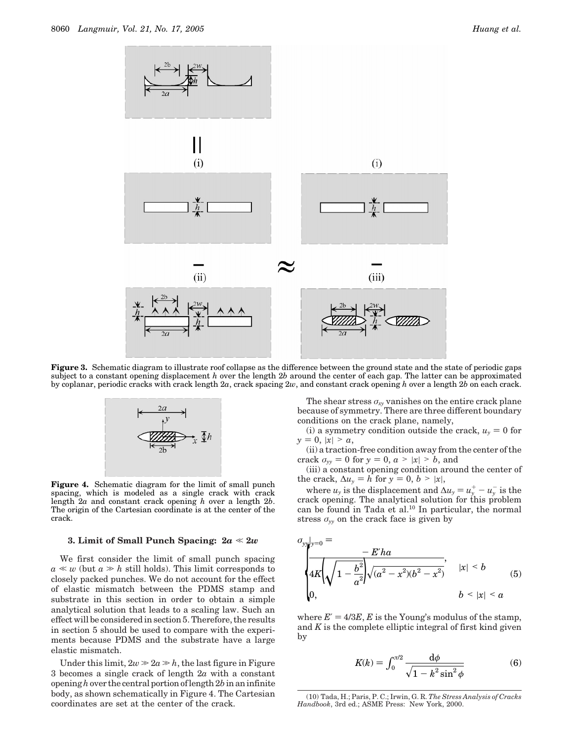**Figure 3.** Schematic diagram to illustrate roof collapse as the difference between the ground state and the state of periodic gaps subject to a constant opening displacement $h$ over the length $2b$ around the center of each gap. The latter can be approximated by coplanar, periodic cracks with crack length $2a$, crack spacing $2w$, and constant crack opening $h$ over a length $2b$ on each crack.

**Figure 4.** Schematic diagram for the limit of small punch spacing, which is modeled as a single crack with crack length $2a$ and constant crack opening $h$ over a length $2b$. The origin of the Cartesian coordinate is at the center of the crack.

### 3. Limit of Small Punch Spacing: $2a \ll 2w$

We first consider the limit of small punch spacing $a \ll w$ (but $a \gg h$ still holds). This limit corresponds to closely packed punches. We do not account for the effect of elastic mismatch between the PDMS stamp and substrate in this section in order to obtain a simple analytical solution that leads to a scaling law. Such an effect will be considered in section 5. Therefore, the results in section 5 should be used to compare with the experiments because PDMS and the substrate have a large elastic mismatch.

Under this limit, $2w \gg 2a \gg h$, the last figure in Figure 3 becomes a single crack of length $2a$ with a constant opening $h$ over the central portion of length $2b$ in an infinite body, as shown schematically in Figure 4. The Cartesian coordinates are set at the center of the crack.

The shear stress $\sigma_{xy}$ vanishes on the entire crack plane because of symmetry. There are three different boundary conditions on the crack plane, namely,

(i) a symmetry condition outside the crack, $u_y = 0$ for $y = 0$, $|x| > a$,

(ii) a traction-free condition away from the center of the crack $\sigma_{yy} = 0$ for $y = 0$, $a > |x| > b$, and

(iii) a constant opening condition around the center of the crack, $\Delta u_y = h$ for $y = 0$, $b > |x|$,

where $u_y$ is the displacement and $\Delta u_y = u_y^+ - u_y^-$ is the crack opening. The analytical solution for this problem can be found in Tada et al.[10] In particular, the normal stress $\sigma_{yy}$ on the crack face is given by

$$\sigma_{yy}|_{y=0} = \begin{cases} \dfrac{-E'ha}{4K\left(\sqrt{1-\dfrac{b^2}{a^2}}\right)\sqrt{(a^2-x^2)(b^2-x^2)}}, & |x| < b \\ 0, & b < |x| < a \end{cases} \tag{5}$$

where $E' = 4/3E$, $E$ is the Young's modulus of the stamp, and $K$ is the complete elliptic integral of first kind given by

$$K(k) = \int_0^{\pi/2} \frac{d\phi}{\sqrt{1 - k^2 \sin^2 \phi}} \tag{6}$$

(10) Tada, H.; Paris, P. C.; Irwin, G. R. *The Stress Analysis of Cracks Handbook*, 3rd ed.; ASME Press: New York, 2000.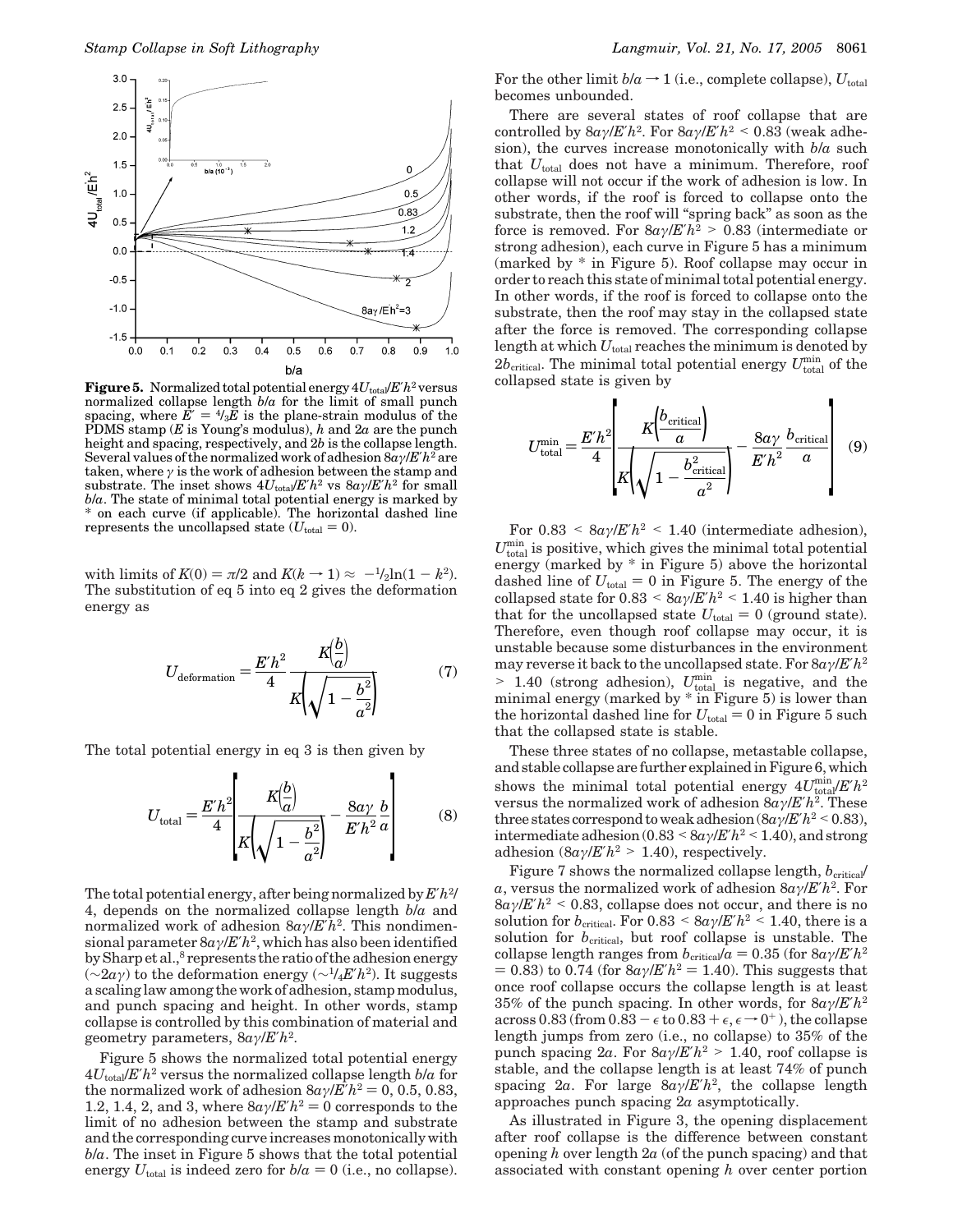**Figure 5.** Normalized total potential energy $4U_{total}/E'h^2$ versus normalized collapse length $b/a$ for the limit of small punch spacing, where $E' = {}^4/_3E$ is the plane-strain modulus of the PDMS stamp ($E$ is Young's modulus), $h$ and $2a$ are the punch height and spacing, respectively, and $2b$ is the collapse length. Several values of the normalized work of adhesion $8a\gamma/E'h^2$ are taken, where $\gamma$ is the work of adhesion between the stamp and substrate. The inset shows $4U_{total}/E'h^2$ vs $8a\gamma/E'h^2$ for small $b/a$. The state of minimal total potential energy is marked by * on each curve (if applicable). The horizontal dashed line represents the uncollapsed state ($U_{total} = 0$).

with limits of $K(0) = \pi/2$ and $K(k \to 1) \approx -{}^1/_2\ln(1 - k^2)$. The substitution of eq 5 into eq 2 gives the deformation energy as

$$U_{deformation} = \frac{E'h^2}{4}\frac{K\left(\frac{b}{a}\right)}{K\left(\sqrt{1-\frac{b^2}{a^2}}\right)} \tag{7}$$

The total potential energy in eq 3 is then given by

$$U_{total} = \frac{E'h^2}{4}\left[\frac{K\left(\frac{b}{a}\right)}{K\left(\sqrt{1-\frac{b^2}{a^2}}\right)} - \frac{8a\gamma}{E'h^2}\frac{b}{a}\right] \tag{8}$$

The total potential energy, after being normalized by $E'h^2/4$, depends on the normalized collapse length $b/a$ and normalized work of adhesion $8a\gamma/E'h^2$. This nondimensional parameter $8a\gamma/E'h^2$, which has also been identified by Sharp et al.,[8] represents the ratio of the adhesion energy ($\sim 2a\gamma$) to the deformation energy ($\sim {}^1/_4E'h^2$). It suggests a scaling law among the work of adhesion, stamp modulus, and punch spacing and height. In other words, stamp collapse is controlled by this combination of material and geometry parameters, $8a\gamma/E'h^2$.

Figure 5 shows the normalized total potential energy $4U_{total}/E'h^2$ versus the normalized collapse length $b/a$ for the normalized work of adhesion $8a\gamma/E'h^2 = 0$, 0.5, 0.83, 1.2, 1.4, 2, and 3, where $8a\gamma/E'h^2 = 0$ corresponds to the limit of no adhesion between the stamp and substrate and the corresponding curve increases monotonically with $b/a$. The inset in Figure 5 shows that the total potential energy $U_{total}$ is indeed zero for $b/a = 0$ (i.e., no collapse). For the other limit $b/a \to 1$ (i.e., complete collapse), $U_{total}$ becomes unbounded.

There are several states of roof collapse that are controlled by $8a\gamma/E'h^2$. For $8a\gamma/E'h^2 < 0.83$ (weak adhesion), the curves increase monotonically with $b/a$ such that $U_{total}$ does not have a minimum. Therefore, roof collapse will not occur if the work of adhesion is low. In other words, if the roof is forced to collapse onto the substrate, then the roof will "spring back" as soon as the force is removed. For $8a\gamma/E'h^2 > 0.83$ (intermediate or strong adhesion), each curve in Figure 5 has a minimum (marked by * in Figure 5). Roof collapse may occur in order to reach this state of minimal total potential energy. In other words, if the roof is forced to collapse onto the substrate, then the roof may stay in the collapsed state after the force is removed. The corresponding collapse length at which $U_{total}$ reaches the minimum is denoted by $2b_{critical}$. The minimal total potential energy $U_{total}^{min}$ of the collapsed state is given by

$$U_{total}^{min} = \frac{E'h^2}{4}\left[\frac{K\left(\frac{b_{critical}}{a}\right)}{K\left(\sqrt{1-\frac{b_{critical}^2}{a^2}}\right)} - \frac{8a\gamma}{E'h^2}\frac{b_{critical}}{a}\right] \tag{9}$$

For $0.83 < 8a\gamma/E'h^2 < 1.40$ (intermediate adhesion), $U_{total}^{min}$ is positive, which gives the minimal total potential energy (marked by * in Figure 5) above the horizontal dashed line of $U_{total} = 0$ in Figure 5. The energy of the collapsed state for $0.83 < 8a\gamma/E'h^2 < 1.40$ is higher than that for the uncollapsed state $U_{total} = 0$ (ground state). Therefore, even though roof collapse may occur, it is unstable because some disturbances in the environment may reverse it back to the uncollapsed state. For $8a\gamma/E'h^2 > 1.40$ (strong adhesion), $U_{total}^{min}$ is negative, and the minimal energy (marked by * in Figure 5) is lower than the horizontal dashed line for $U_{total} = 0$ in Figure 5 such that the collapsed state is stable.

These three states of no collapse, metastable collapse, and stable collapse are further explained in Figure 6, which shows the minimal total potential energy $4U_{total}^{min}/E'h^2$ versus the normalized work of adhesion $8a\gamma/E'h^2$. These three states correspond to weak adhesion ($8a\gamma/E'h^2 < 0.83$), intermediate adhesion ($0.83 < 8a\gamma/E'h^2 < 1.40$), and strong adhesion ($8a\gamma/E'h^2 > 1.40$), respectively.

Figure 7 shows the normalized collapse length, $b_{critical}/a$, versus the normalized work of adhesion $8a\gamma/E'h^2$. For $8a\gamma/E'h^2 < 0.83$, collapse does not occur, and there is no solution for $b_{critical}$. For $0.83 < 8a\gamma/E'h^2 < 1.40$, there is a solution for $b_{critical}$, but roof collapse is unstable. The collapse length ranges from $b_{critical}/a = 0.35$ (for $8a\gamma/E'h^2 = 0.83$) to 0.74 (for $8a\gamma/E'h^2 = 1.40$). This suggests that once roof collapse occurs the collapse length is at least 35% of the punch spacing. In other words, for $8a\gamma/E'h^2$ across 0.83 (from $0.83 - \epsilon$ to $0.83 + \epsilon$, $\epsilon \to 0^+$), the collapse length jumps from zero (i.e., no collapse) to 35% of the punch spacing $2a$. For $8a\gamma/E'h^2 > 1.40$, roof collapse is stable, and the collapse length is at least 74% of punch spacing $2a$. For large $8a\gamma/E'h^2$, the collapse length approaches punch spacing $2a$ asymptotically.

As illustrated in Figure 3, the opening displacement after roof collapse is the difference between constant opening $h$ over length $2a$ (of the punch spacing) and that associated with constant opening $h$ over center portion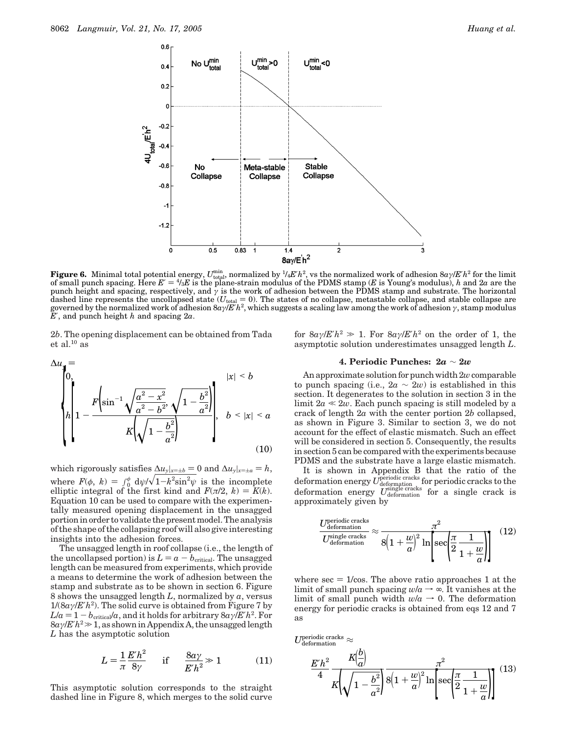**Figure 6.** Minimal total potential energy, $U_{\mathrm{total}}^{\mathrm{min}}$, normalized by $^1/_4E'h^2$, vs the normalized work of adhesion $8a\gamma/E'h^2$ for the limit of small punch spacing. Here $E' = {}^4/_3E$ is the plane-strain modulus of the PDMS stamp ($E$ is Young's modulus), $h$ and $2a$ are the punch height and spacing, respectively, and $\gamma$ is the work of adhesion between the PDMS stamp and substrate. The horizontal dashed line represents the uncollapsed state ($U_{\mathrm{total}} = 0$). The states of no collapse, metastable collapse, and stable collapse are governed by the normalized work of adhesion $8a\gamma/E'h^2$, which suggests a scaling law among the work of adhesion $\gamma$, stamp modulus $E'$, and punch height $h$ and spacing $2a$.

$2b$. The opening displacement can be obtained from Tada et al.[10] as

$$\Delta u_y = \begin{cases} 0, & |x| < b \\ h\left[1 - \dfrac{F\left(\sin^{-1}\sqrt{\dfrac{a^2 - x^2}{a^2 - b^2}}, \sqrt{1 - \dfrac{b^2}{a^2}}\right)}{K\left(\sqrt{1 - \dfrac{b^2}{a^2}}\right)}\right], & b < |x| < a \end{cases} \tag{10}$$

which rigorously satisfies $\Delta u_y|_{x=\pm b} = 0$ and $\Delta u_y|_{x=\pm a} = h$, where $F(\phi, k) = \int_0^\phi \mathrm{d}\psi/\sqrt{1-k^2\sin^2\psi}$ is the incomplete elliptic integral of the first kind and $F(\pi/2, k) = K(k)$. Equation 10 can be used to compare with the experimentally measured opening displacement in the unsagged portion in order to validate the present model. The analysis of the shape of the collapsing roof will also give interesting insights into the adhesion forces.

The unsagged length in roof collapse (i.e., the length of the uncollapsed portion) is $L = a - b_{\mathrm{critical}}$. The unsagged length can be measured from experiments, which provide a means to determine the work of adhesion between the stamp and substrate as to be shown in section 6. Figure 8 shows the unsagged length $L$, normalized by $a$, versus $1/(8a\gamma/E'h^2)$. The solid curve is obtained from Figure 7 by $L/a = 1 - b_{\mathrm{critical}}/a$, and it holds for arbitrary $8a\gamma/E'h^2$. For $8a\gamma/E'h^2 \gg 1$, as shown in Appendix A, the unsagged length $L$ has the asymptotic solution

$$L = \frac{1}{\pi}\frac{E'h^2}{8\gamma} \quad \text{if} \quad \frac{8a\gamma}{E'h^2} \gg 1 \tag{11}$$

This asymptotic solution corresponds to the straight dashed line in Figure 8, which merges to the solid curve for $8a\gamma/E'h^2 \gg 1$. For $8a\gamma/E'h^2$ on the order of 1, the asymptotic solution underestimates unsagged length $L$.

## 4. Periodic Punches: $2a \sim 2w$

An approximate solution for punch width $2w$ comparable to punch spacing (i.e., $2a \sim 2w$) is established in this section. It degenerates to the solution in section 3 in the limit $2a \ll 2w$. Each punch spacing is still modeled by a crack of length $2a$ with the center portion $2b$ collapsed, as shown in Figure 3. Similar to section 3, we do not account for the effect of elastic mismatch. Such an effect will be considered in section 5. Consequently, the results in section 5 can be compared with the experiments because PDMS and the substrate have a large elastic mismatch.

It is shown in Appendix B that the ratio of the deformation energy $U_{\mathrm{deformation}}^{\mathrm{periodic\ cracks}}$ for periodic cracks to the deformation energy $U_{\mathrm{deformation}}^{\mathrm{single\ cracks}}$ for a single crack is approximately given by

$$\frac{U_{\mathrm{deformation}}^{\mathrm{periodic\ cracks}}}{U_{\mathrm{deformation}}^{\mathrm{single\ cracks}}} \approx \frac{\pi^2}{8\left(1 + \dfrac{w}{a}\right)^2 \ln\left[\sec\left(\dfrac{\pi}{2}\dfrac{1}{1 + \dfrac{w}{a}}\right)\right]} \tag{12}$$

where $\sec = 1/\cos$. The above ratio approaches 1 at the limit of small punch spacing $w/a \to \infty$. It vanishes at the limit of small punch width $w/a \to 0$. The deformation energy for periodic cracks is obtained from eqs 12 and 7 as

$$U_{\mathrm{deformation}}^{\mathrm{periodic\ cracks}} \approx \frac{E'h^2}{4}\frac{K\left(\dfrac{b}{a}\right)}{K\left(\sqrt{1 - \dfrac{b^2}{a^2}}\right)}\frac{\pi^2}{8\left(1 + \dfrac{w}{a}\right)^2 \ln\left[\sec\left(\dfrac{\pi}{2}\dfrac{1}{1 + \dfrac{w}{a}}\right)\right]} \tag{13}$$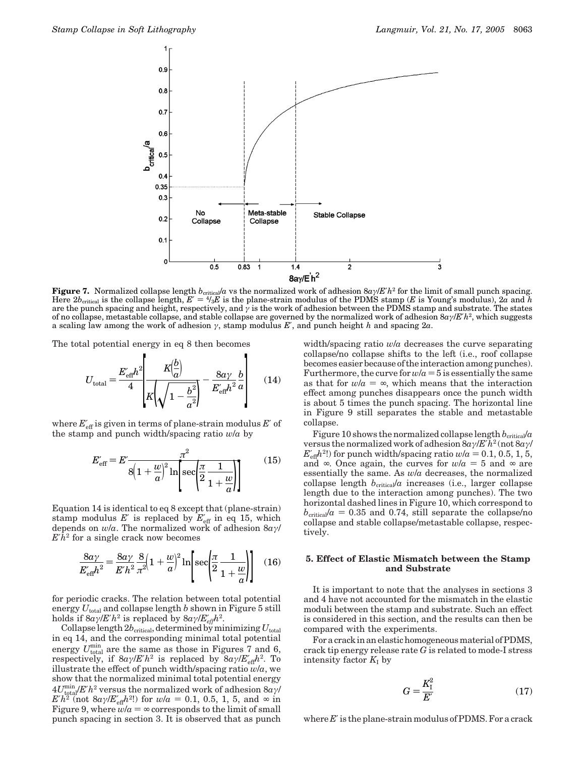**Figure 7.** Normalized collapse length $b_{critical}/a$ vs the normalized work of adhesion $8a\gamma/E'h^2$ for the limit of small punch spacing. Here $2b_{critical}$ is the collapse length, $E' = {}^4/_3E$ is the plane-strain modulus of the PDMS stamp ($E$ is Young's modulus), $2a$ and $h$ are the punch spacing and height, respectively, and $\gamma$ is the work of adhesion between the PDMS stamp and substrate. The states of no collapse, metastable collapse, and stable collapse are governed by the normalized work of adhesion $8a\gamma/E'h^2$, which suggests a scaling law among the work of adhesion $\gamma$, stamp modulus $E'$, and punch height $h$ and spacing $2a$.

The total potential energy in eq 8 then becomes

$$U_{total} = \frac{E'_{eff}h^2}{4}\left[\frac{K\left(\dfrac{b}{a}\right)}{K\left(\sqrt{1-\dfrac{b^2}{a^2}}\right)} - \frac{8a\gamma}{E'_{eff}h^2}\frac{b}{a}\right] \quad (14)$$

where $E'_{eff}$ is given in terms of plane-strain modulus $E'$ of the stamp and punch width/spacing ratio $w/a$ by

$$E'_{eff} = E'\frac{\pi^2}{8\left(1+\dfrac{w}{a}\right)^2 \ln\left[\sec\left(\dfrac{\pi}{2}\dfrac{1}{1+\dfrac{w}{a}}\right)\right]} \quad (15)$$

Equation 14 is identical to eq 8 except that (plane-strain) stamp modulus $E'$ is replaced by $E'_{eff}$ in eq 15, which depends on $w/a$. The normalized work of adhesion $8a\gamma/E'h^2$ for a single crack now becomes

$$\frac{8a\gamma}{E'_{eff}h^2} = \frac{8a\gamma}{E'h^2}\frac{8}{\pi^2}\left(1+\frac{w}{a}\right)^2 \ln\left[\sec\left(\frac{\pi}{2}\frac{1}{1+\dfrac{w}{a}}\right)\right] \quad (16)$$

for periodic cracks. The relation between total potential energy $U_{total}$ and collapse length $b$ shown in Figure 5 still holds if $8a\gamma/E'h^2$ is replaced by $8a\gamma/E'_{eff}h^2$.

Collapse length $2b_{critical}$, determined by minimizing $U_{total}$ in eq 14, and the corresponding minimal total potential energy $U_{total}^{min}$ are the same as those in Figures 7 and 6, respectively, if $8a\gamma/E'h^2$ is replaced by $8a\gamma/E'_{eff}h^2$. To illustrate the effect of punch width/spacing ratio $w/a$, we show that the normalized minimal total potential energy $4U_{total}^{min}/E'h^2$ versus the normalized work of adhesion $8a\gamma/E'h^2$ (not $8a\gamma/E'_{eff}h^2$!) for $w/a = 0.1$, 0.5, 1, 5, and $\infty$ in Figure 9, where $w/a = \infty$ corresponds to the limit of small punch spacing in section 3. It is observed that as punch width/spacing ratio $w/a$ decreases the curve separating collapse/no collapse shifts to the left (i.e., roof collapse becomes easier because of the interaction among punches). Furthermore, the curve for $w/a = 5$ is essentially the same as that for $w/a = \infty$, which means that the interaction effect among punches disappears once the punch width is about 5 times the punch spacing. The horizontal line in Figure 9 still separates the stable and metastable collapse.

Figure 10 shows the normalized collapse length $b_{critical}/a$ versus the normalized work of adhesion $8a\gamma/E'h^2$ (not $8a\gamma/E'_{eff}h^2$!) for punch width/spacing ratio $w/a = 0.1$, 0.5, 1, 5, and $\infty$. Once again, the curves for $w/a = 5$ and $\infty$ are essentially the same. As $w/a$ decreases, the normalized collapse length $b_{critical}/a$ increases (i.e., larger collapse length due to the interaction among punches). The two horizontal dashed lines in Figure 10, which correspond to $b_{critical}/a = 0.35$ and 0.74, still separate the collapse/no collapse and stable collapse/metastable collapse, respectively.

## 5. Effect of Elastic Mismatch between the Stamp and Substrate

It is important to note that the analyses in sections 3 and 4 have not accounted for the mismatch in the elastic moduli between the stamp and substrate. Such an effect is considered in this section, and the results can then be compared with the experiments.

For a crack in an elastic homogeneous material of PDMS, crack tip energy release rate $G$ is related to mode-I stress intensity factor $K_I$ by

$$G = \frac{K_I^2}{E'} \quad (17)$$

where $E'$ is the plane-strain modulus of PDMS. For a crack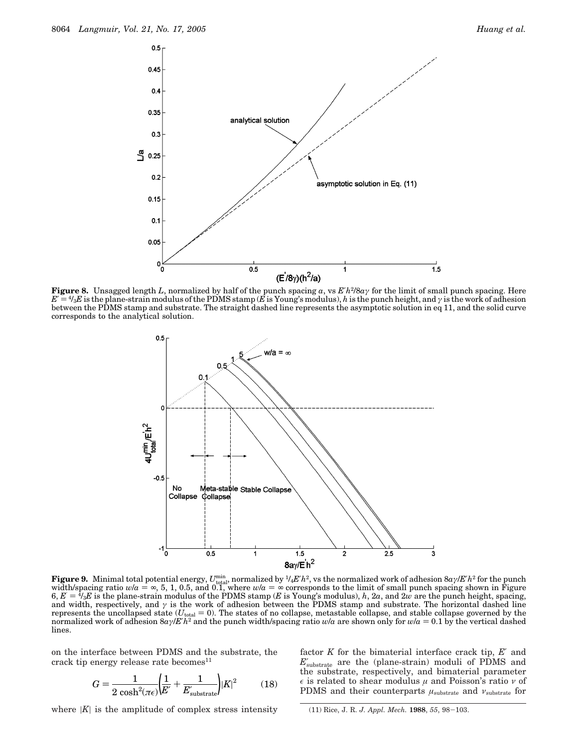**Figure 8.** Unsagged length $L$, normalized by half of the punch spacing $a$, vs $E'h^2/8a\gamma$ for the limit of small punch spacing. Here $E' = {}^4/_3E$ is the plane-strain modulus of the PDMS stamp ($E$ is Young's modulus), $h$ is the punch height, and $\gamma$ is the work of adhesion between the PDMS stamp and substrate. The straight dashed line represents the asymptotic solution in eq 11, and the solid curve corresponds to the analytical solution.

**Figure 9.** Minimal total potential energy, $U_{\text{total}}^{\text{min}}$, normalized by ${}^1/_4E'h^2$, vs the normalized work of adhesion $8a\gamma/E'h^2$ for the punch width/spacing ratio $w/a = \infty$, 5, 1, 0.5, and 0.1, where $w/a = \infty$ corresponds to the limit of small punch spacing shown in Figure 6, $E' = {}^4/_3E$ is the plane-strain modulus of the PDMS stamp ($E$ is Young's modulus), $h$, $2a$, and $2w$ are the punch height, spacing, and width, respectively, and $\gamma$ is the work of adhesion between the PDMS stamp and substrate. The horizontal dashed line represents the uncollapsed state ($U_{\text{total}} = 0$). The states of no collapse, metastable collapse, and stable collapse governed by the normalized work of adhesion $8a\gamma/E'h^2$ and the punch width/spacing ratio $w/a$ are shown only for $w/a = 0.1$ by the vertical dashed lines.

on the interface between PDMS and the substrate, the crack tip energy release rate becomes[11]

$$G = \frac{1}{2\cosh^2(\pi\epsilon)}\left(\frac{1}{E'} + \frac{1}{E'_{\text{substrate}}}\right)|K|^2 \qquad (18)$$

where $|K|$ is the amplitude of complex stress intensity factor $K$ for the bimaterial interface crack tip, $E'$ and $E'_{\text{substrate}}$ are the (plane-strain) moduli of PDMS and the substrate, respectively, and bimaterial parameter $\epsilon$ is related to shear modulus $\mu$ and Poisson's ratio $\nu$ of PDMS and their counterparts $\mu_{\text{substrate}}$ and $\nu_{\text{substrate}}$ for

(11) Rice, J. R. *J. Appl. Mech.* **1988**, *55*, 98–103.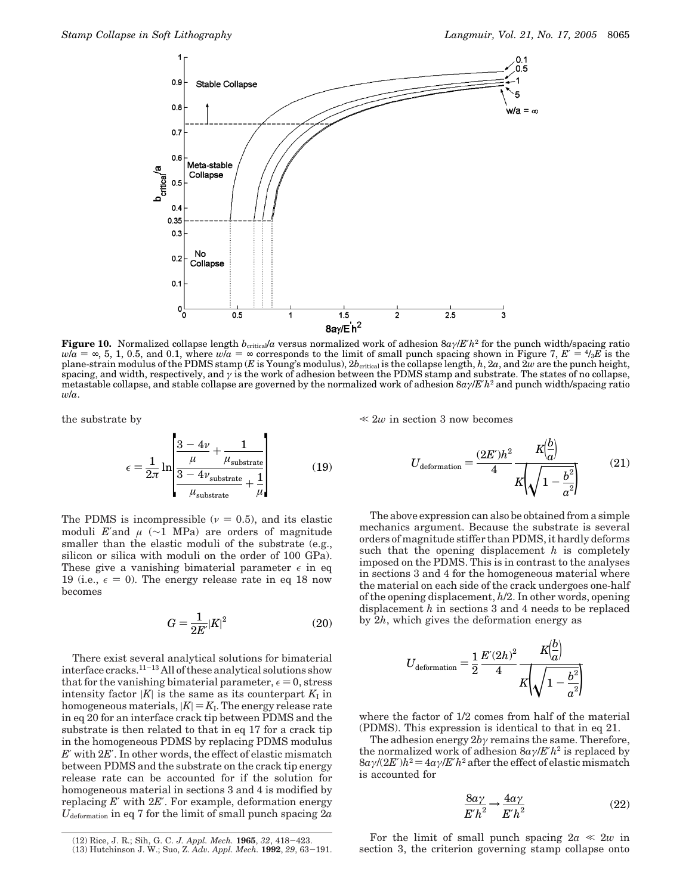**Figure 10.** Normalized collapse length $b_{critical}/a$ versus normalized work of adhesion $8a\gamma/E'h^2$ for the punch width/spacing ratio $w/a = \infty$, 5, 1, 0.5, and 0.1, where $w/a = \infty$ corresponds to the limit of small punch spacing shown in Figure 7, $E' = {}^4/_3E$ is the plane-strain modulus of the PDMS stamp ($E$ is Young's modulus), $2b_{critical}$ is the collapse length, $h$, $2a$, and $2w$ are the punch height, spacing, and width, respectively, and $\gamma$ is the work of adhesion between the PDMS stamp and substrate. The states of no collapse, metastable collapse, and stable collapse are governed by the normalized work of adhesion $8a\gamma/E'h^2$ and punch width/spacing ratio $w/a$.

the substrate by

$$\epsilon = \frac{1}{2\pi}\ln\left[\frac{\dfrac{3-4\nu}{\mu} + \dfrac{1}{\mu_{\text{substrate}}}}{\dfrac{3-4\nu_{\text{substrate}}}{\mu_{\text{substrate}}} + \dfrac{1}{\mu}}\right] \tag{19}$$

The PDMS is incompressible ($\nu = 0.5$), and its elastic moduli $E'$and $\mu$ (~1 MPa) are orders of magnitude smaller than the elastic moduli of the substrate (e.g., silicon or silica with moduli on the order of 100 GPa). These give a vanishing bimaterial parameter $\epsilon$ in eq 19 (i.e., $\epsilon = 0$). The energy release rate in eq 18 now becomes

$$G = \frac{1}{2E'}|K|^2 \tag{20}$$

There exist several analytical solutions for bimaterial interface cracks.[11-13] All of these analytical solutions show that for the vanishing bimaterial parameter, $\epsilon = 0$, stress intensity factor $|K|$ is the same as its counterpart $K_I$ in homogeneous materials, $|K| = K_I$. The energy release rate in eq 20 for an interface crack tip between PDMS and the substrate is then related to that in eq 17 for a crack tip in the homogeneous PDMS by replacing PDMS modulus $E'$ with $2E'$. In other words, the effect of elastic mismatch between PDMS and the substrate on the crack tip energy release rate can be accounted for if the solution for homogeneous material in sections 3 and 4 is modified by replacing $E'$ with $2E'$. For example, deformation energy $U_{\text{deformation}}$ in eq 7 for the limit of small punch spacing $2a \ll 2w$ in section 3 now becomes

$$U_{\text{deformation}} = \frac{(2E')h^2}{4}\frac{K\left(\frac{b}{a}\right)}{K\left(\sqrt{1-\frac{b^2}{a^2}}\right)} \tag{21}$$

The above expression can also be obtained from a simple mechanics argument. Because the substrate is several orders of magnitude stiffer than PDMS, it hardly deforms such that the opening displacement $h$ is completely imposed on the PDMS. This is in contrast to the analyses in sections 3 and 4 for the homogeneous material where the material on each side of the crack undergoes one-half of the opening displacement, $h/2$. In other words, opening displacement $h$ in sections 3 and 4 needs to be replaced by $2h$, which gives the deformation energy as

$$U_{\text{deformation}} = \frac{1}{2}\frac{E'(2h)^2}{4}\frac{K\left(\frac{b}{a}\right)}{K\left(\sqrt{1-\frac{b^2}{a^2}}\right)}$$

where the factor of 1/2 comes from half of the material (PDMS). This expression is identical to that in eq 21.

The adhesion energy $2b\gamma$ remains the same. Therefore, the normalized work of adhesion $8a\gamma/E'h^2$ is replaced by $8a\gamma/(2E')h^2 = 4a\gamma/E'h^2$ after the effect of elastic mismatch is accounted for

$$\frac{8a\gamma}{E'h^2} \Rightarrow \frac{4a\gamma}{E'h^2} \tag{22}$$

For the limit of small punch spacing $2a \ll 2w$ in section 3, the criterion governing stamp collapse onto

(12) Rice, J. R.; Sih, G. C. *J. Appl. Mech.* **1965**, *32*, 418–423.
(13) Hutchinson J. W.; Suo, Z. *Adv. Appl. Mech.* **1992**, *29*, 63–191.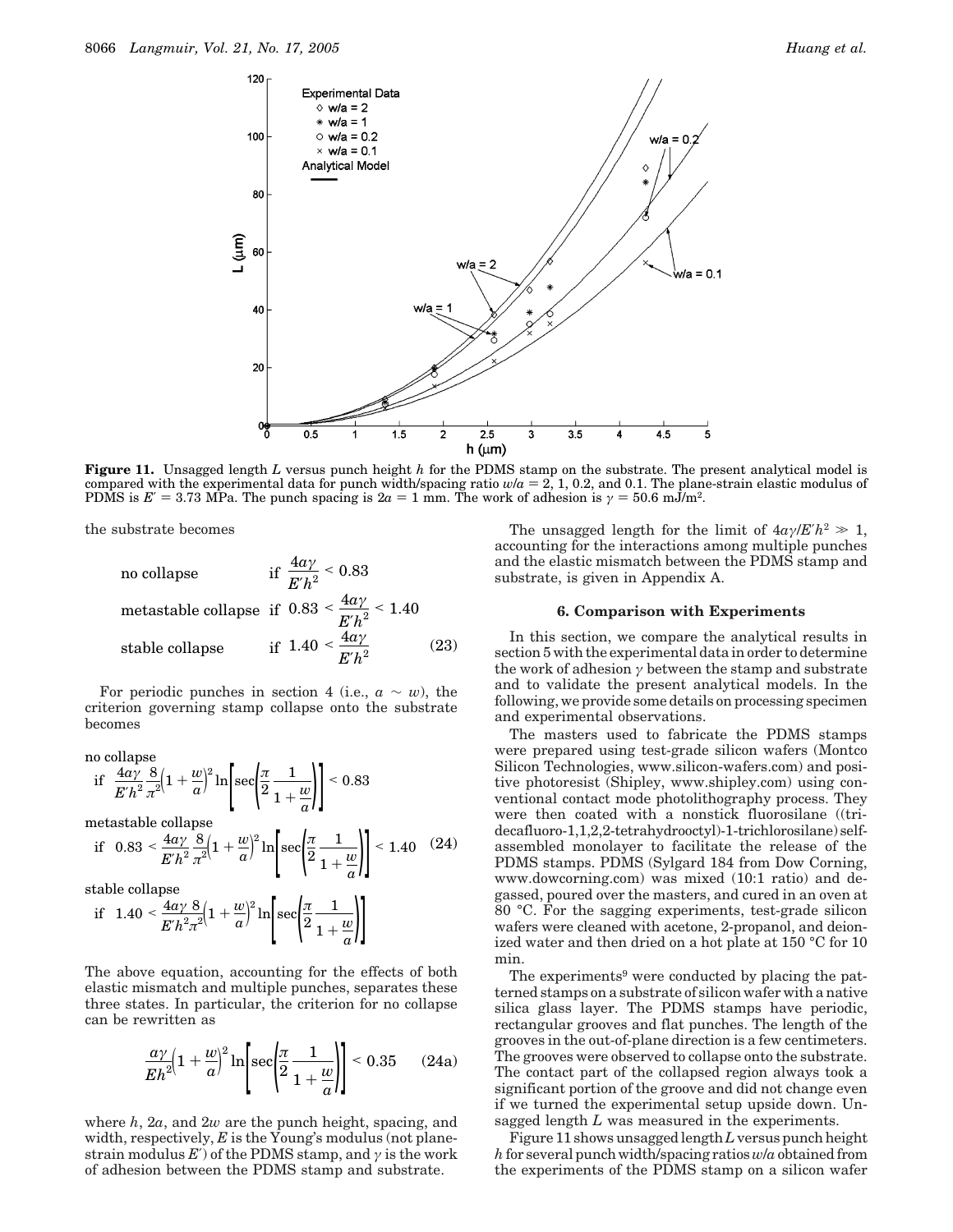**Figure 11.** Unsagged length $L$ versus punch height $h$ for the PDMS stamp on the substrate. The present analytical model is compared with the experimental data for punch width/spacing ratio $w/a = 2$, 1, 0.2, and 0.1. The plane-strain elastic modulus of PDMS is $E' = 3.73$ MPa. The punch spacing is $2a = 1$ mm. The work of adhesion is $\gamma = 50.6$ mJ/m$^2$.

the substrate becomes

$$
\begin{aligned}
&\text{no collapse} && \text{if } \frac{4a\gamma}{E'h^2} < 0.83 \\
&\text{metastable collapse} && \text{if } 0.83 < \frac{4a\gamma}{E'h^2} < 1.40 \\
&\text{stable collapse} && \text{if } 1.40 < \frac{4a\gamma}{E'h^2}
\end{aligned}
\tag{23}
$$

For periodic punches in section 4 (i.e., $a \sim w$), the criterion governing stamp collapse onto the substrate becomes

$$
\begin{aligned}
&\text{no collapse} \\
&\quad \text{if } \frac{4a\gamma}{E'h^2}\frac{8}{\pi^2}\left(1+\frac{w}{a}\right)^2 \ln\left[\sec\left(\frac{\pi}{2}\frac{1}{1+\frac{w}{a}}\right)\right] < 0.83 \\
&\text{metastable collapse} \\
&\quad \text{if } 0.83 < \frac{4a\gamma}{E'h^2}\frac{8}{\pi^2}\left(1+\frac{w}{a}\right)^2 \ln\left[\sec\left(\frac{\pi}{2}\frac{1}{1+\frac{w}{a}}\right)\right] < 1.40 \\
&\text{stable collapse} \\
&\quad \text{if } 1.40 < \frac{4a\gamma}{E'h^2}\frac{8}{\pi^2}\left(1+\frac{w}{a}\right)^2 \ln\left[\sec\left(\frac{\pi}{2}\frac{1}{1+\frac{w}{a}}\right)\right]
\end{aligned}
\tag{24}
$$

The above equation, accounting for the effects of both elastic mismatch and multiple punches, separates these three states. In particular, the criterion for no collapse can be rewritten as

$$
\frac{a\gamma}{Eh^2}\left(1+\frac{w}{a}\right)^2 \ln\left[\sec\left(\frac{\pi}{2}\frac{1}{1+\frac{w}{a}}\right)\right] < 0.35 \tag{24a}
$$

where $h$, $2a$, and $2w$ are the punch height, spacing, and width, respectively, $E$ is the Young's modulus (not plane-strain modulus $E'$) of the PDMS stamp, and $\gamma$ is the work of adhesion between the PDMS stamp and substrate.

The unsagged length for the limit of $4a\gamma/E'h^2 \gg 1$, accounting for the interactions among multiple punches and the elastic mismatch between the PDMS stamp and substrate, is given in Appendix A.

## 6. Comparison with Experiments

In this section, we compare the analytical results in section 5 with the experimental data in order to determine the work of adhesion $\gamma$ between the stamp and substrate and to validate the present analytical models. In the following, we provide some details on processing specimen and experimental observations.

The masters used to fabricate the PDMS stamps were prepared using test-grade silicon wafers (Montco Silicon Technologies, www.silicon-wafers.com) and positive photoresist (Shipley, www.shipley.com) using conventional contact mode photolithography process. They were then coated with a nonstick fluorosilane ((tridecafluoro-1,1,2,2-tetrahydrooctyl)-1-trichlorosilane) self-assembled monolayer to facilitate the release of the PDMS stamps. PDMS (Sylgard 184 from Dow Corning, www.dowcorning.com) was mixed (10:1 ratio) and degassed, poured over the masters, and cured in an oven at 80 °C. For the sagging experiments, test-grade silicon wafers were cleaned with acetone, 2-propanol, and deionized water and then dried on a hot plate at 150 °C for 10 min.

The experiments[9] were conducted by placing the patterned stamps on a substrate of silicon wafer with a native silica glass layer. The PDMS stamps have periodic, rectangular grooves and flat punches. The length of the grooves in the out-of-plane direction is a few centimeters. The grooves were observed to collapse onto the substrate. The contact part of the collapsed region always took a significant portion of the groove and did not change even if we turned the experimental setup upside down. Unsagged length $L$ was measured in the experiments.

Figure 11 shows unsagged length $L$ versus punch height $h$ for several punch width/spacing ratios $w/a$ obtained from the experiments of the PDMS stamp on a silicon wafer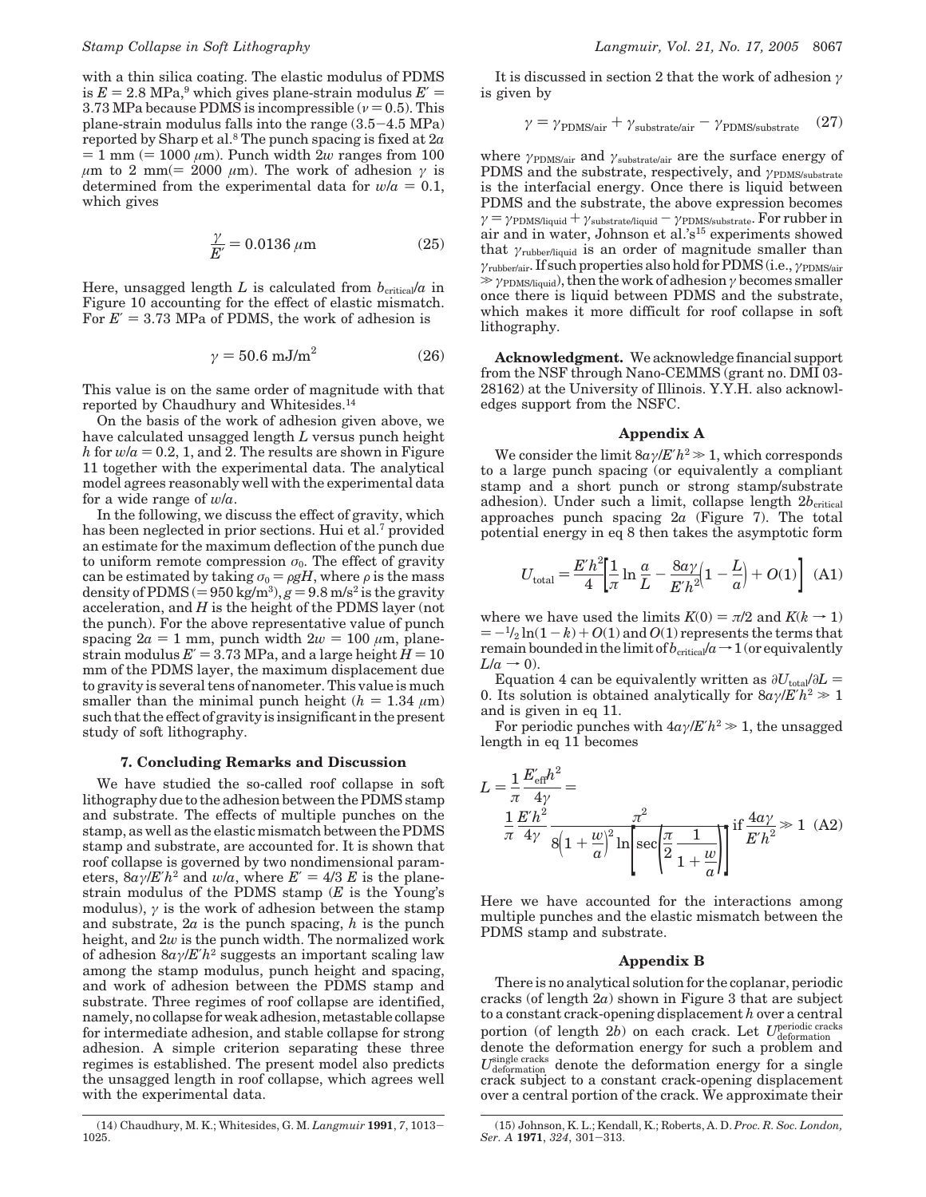with a thin silica coating. The elastic modulus of PDMS is $E = 2.8$ MPa,[9] which gives plane-strain modulus $E' = 3.73$ MPa because PDMS is incompressible ($\nu = 0.5$). This plane-strain modulus falls into the range (3.5−4.5 MPa) reported by Sharp et al.[8] The punch spacing is fixed at $2a = 1$ mm ($= 1000$ $\mu$m). Punch width $2w$ ranges from 100 $\mu$m to 2 mm($= 2000$ $\mu$m). The work of adhesion $\gamma$ is determined from the experimental data for $w/a = 0.1$, which gives

$$\frac{\gamma}{E'} = 0.0136\ \mu\text{m} \tag{25}$$

Here, unsagged length $L$ is calculated from $b_{\text{critical}}/a$ in Figure 10 accounting for the effect of elastic mismatch. For $E' = 3.73$ MPa of PDMS, the work of adhesion is

$$\gamma = 50.6\ \text{mJ/m}^2 \tag{26}$$

This value is on the same order of magnitude with that reported by Chaudhury and Whitesides.[14]

On the basis of the work of adhesion given above, we have calculated unsagged length $L$ versus punch height $h$ for $w/a = 0.2$, 1, and 2. The results are shown in Figure 11 together with the experimental data. The analytical model agrees reasonably well with the experimental data for a wide range of $w/a$.

In the following, we discuss the effect of gravity, which has been neglected in prior sections. Hui et al.[7] provided an estimate for the maximum deflection of the punch due to uniform remote compression $\sigma_0$. The effect of gravity can be estimated by taking $\sigma_0 = \rho g H$, where $\rho$ is the mass density of PDMS ($= 950$ kg/m$^3$), $g = 9.8$ m/s$^2$ is the gravity acceleration, and $H$ is the height of the PDMS layer (not the punch). For the above representative value of punch spacing $2a = 1$ mm, punch width $2w = 100$ $\mu$m, plane-strain modulus $E' = 3.73$ MPa, and a large height $H = 10$ mm of the PDMS layer, the maximum displacement due to gravity is several tens of nanometer. This value is much smaller than the minimal punch height ($h = 1.34$ $\mu$m) such that the effect of gravity is insignificant in the present study of soft lithography.

## 7. Concluding Remarks and Discussion

We have studied the so-called roof collapse in soft lithography due to the adhesion between the PDMS stamp and substrate. The effects of multiple punches on the stamp, as well as the elastic mismatch between the PDMS stamp and substrate, are accounted for. It is shown that roof collapse is governed by two nondimensional parameters, $8a\gamma/E'h^2$ and $w/a$, where $E' = 4/3\ E$ is the plane-strain modulus of the PDMS stamp ($E$ is the Young's modulus), $\gamma$ is the work of adhesion between the stamp and substrate, $2a$ is the punch spacing, $h$ is the punch height, and $2w$ is the punch width. The normalized work of adhesion $8a\gamma/E'h^2$ suggests an important scaling law among the stamp modulus, punch height and spacing, and work of adhesion between the PDMS stamp and substrate. Three regimes of roof collapse are identified, namely, no collapse for weak adhesion, metastable collapse for intermediate adhesion, and stable collapse for strong adhesion. A simple criterion separating these three regimes is established. The present model also predicts the unsagged length in roof collapse, which agrees well with the experimental data.

It is discussed in section 2 that the work of adhesion $\gamma$ is given by

$$\gamma = \gamma_{\text{PDMS/air}} + \gamma_{\text{substrate/air}} - \gamma_{\text{PDMS/substrate}} \tag{27}$$

where $\gamma_{\text{PDMS/air}}$ and $\gamma_{\text{substrate/air}}$ are the surface energy of PDMS and the substrate, respectively, and $\gamma_{\text{PDMS/substrate}}$ is the interfacial energy. Once there is liquid between PDMS and the substrate, the above expression becomes $\gamma = \gamma_{\text{PDMS/liquid}} + \gamma_{\text{substrate/liquid}} - \gamma_{\text{PDMS/substrate}}$. For rubber in air and in water, Johnson et al.'s[15] experiments showed that $\gamma_{\text{rubber/liquid}}$ is an order of magnitude smaller than $\gamma_{\text{rubber/air}}$. If such properties also hold for PDMS (i.e., $\gamma_{\text{PDMS/air}} \gg \gamma_{\text{PDMS/liquid}}$), then the work of adhesion $\gamma$ becomes smaller once there is liquid between PDMS and the substrate, which makes it more difficult for roof collapse in soft lithography.

**Acknowledgment.** We acknowledge financial support from the NSF through Nano-CEMMS (grant no. DMI 03-28162) at the University of Illinois. Y.Y.H. also acknowledges support from the NSFC.

## Appendix A

We consider the limit $8a\gamma/E'h^2 \gg 1$, which corresponds to a large punch spacing (or equivalently a compliant stamp and a short punch or strong stamp/substrate adhesion). Under such a limit, collapse length $2b_{\text{critical}}$ approaches punch spacing $2a$ (Figure 7). The total potential energy in eq 8 then takes the asymptotic form

$$U_{\text{total}} = \frac{E'h^2}{4}\left[\frac{1}{\pi}\ln\frac{a}{L} - \frac{8a\gamma}{E'h^2}\left(1 - \frac{L}{a}\right) + O(1)\right] \tag{A1}$$

where we have used the limits $K(0) = \pi/2$ and $K(k \to 1) = -{}^1\!/_2 \ln(1-k) + O(1)$ and $O(1)$ represents the terms that remain bounded in the limit of $b_{\text{critical}}/a \to 1$ (or equivalently $L/a \to 0$).

Equation 4 can be equivalently written as $\partial U_{\text{total}}/\partial L = 0$. Its solution is obtained analytically for $8a\gamma/E'h^2 \gg 1$ and is given in eq 11.

For periodic punches with $4a\gamma/E'h^2 \gg 1$, the unsagged length in eq 11 becomes

$$L = \frac{1}{\pi}\frac{E'_{\text{eff}}h^2}{4\gamma} = \frac{1}{\pi}\frac{E'h^2}{4\gamma}\frac{\pi^2}{8\left(1+\dfrac{w}{a}\right)^2 \ln\left[\sec\left(\dfrac{\pi}{2}\dfrac{1}{1+\dfrac{w}{a}}\right)\right]} \quad \text{if } \frac{4a\gamma}{E'h^2} \gg 1 \tag{A2}$$

Here we have accounted for the interactions among multiple punches and the elastic mismatch between the PDMS stamp and substrate.

## Appendix B

There is no analytical solution for the coplanar, periodic cracks (of length $2a$) shown in Figure 3 that are subject to a constant crack-opening displacement $h$ over a central portion (of length $2b$) on each crack. Let $U_{\text{deformation}}^{\text{periodic cracks}}$ denote the deformation energy for such a problem and $U_{\text{deformation}}^{\text{single cracks}}$ denote the deformation energy for a single crack subject to a constant crack-opening displacement over a central portion of the crack. We approximate their

---

(14) Chaudhury, M. K.; Whitesides, G. M. *Langmuir* **1991**, *7*, 1013−1025.

(15) Johnson, K. L.; Kendall, K.; Roberts, A. D. *Proc. R. Soc. London, Ser. A* **1971**, *324*, 301−313.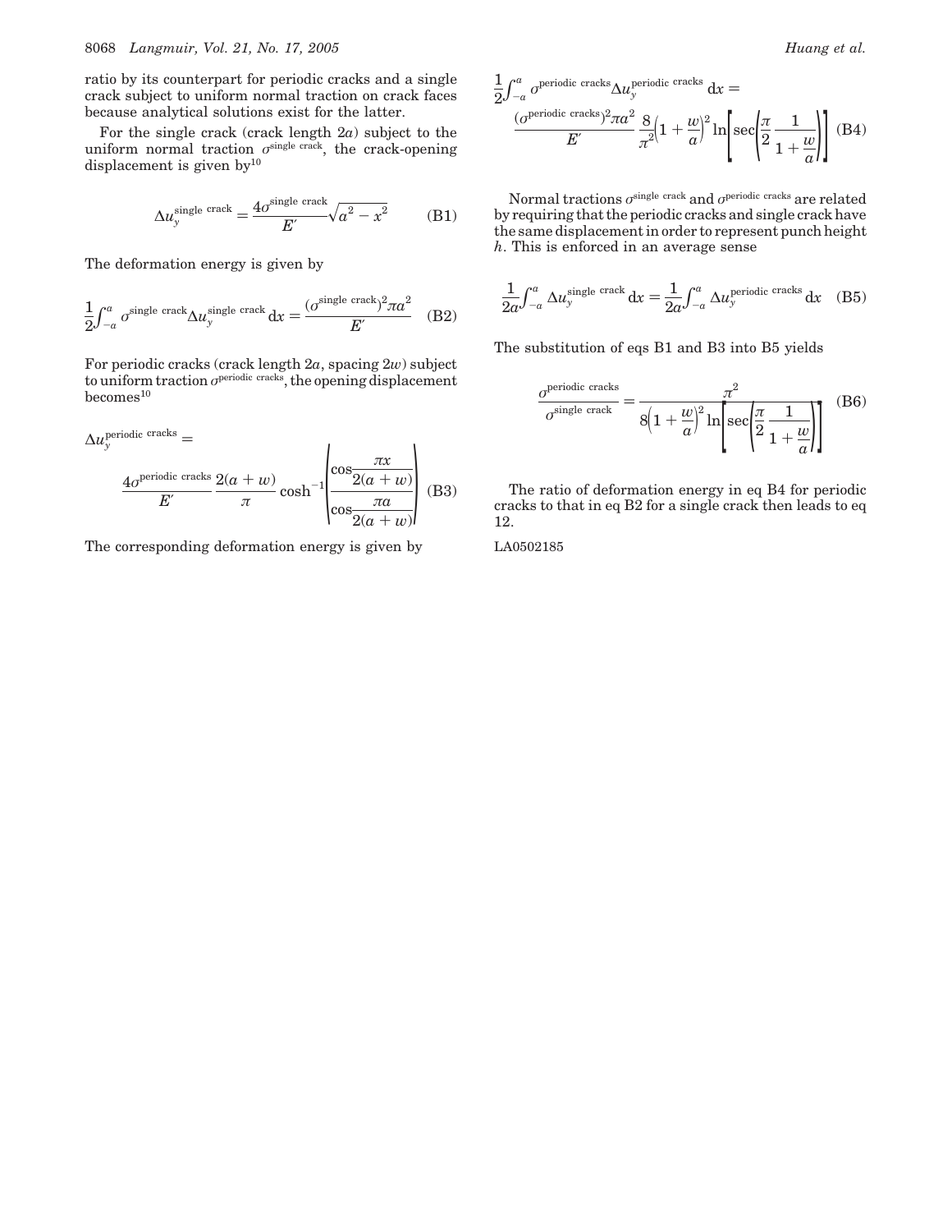ratio by its counterpart for periodic cracks and a single crack subject to uniform normal traction on crack faces because analytical solutions exist for the latter.

For the single crack (crack length $2a$) subject to the uniform normal traction $\sigma^{\text{single crack}}$, the crack-opening displacement is given by[10]

$$\Delta u_y^{\text{single crack}} = \frac{4\sigma^{\text{single crack}}}{E'}\sqrt{a^2 - x^2} \qquad \text{(B1)}$$

The deformation energy is given by

$$\frac{1}{2}\int_{-a}^{a} \sigma^{\text{single crack}} \Delta u_y^{\text{single crack}}\, \mathrm{d}x = \frac{(\sigma^{\text{single crack}})^2 \pi a^2}{E'} \qquad \text{(B2)}$$

For periodic cracks (crack length $2a$, spacing $2w$) subject to uniform traction $\sigma^{\text{periodic cracks}}$, the opening displacement becomes[10]

$$\Delta u_y^{\text{periodic cracks}} = \frac{4\sigma^{\text{periodic cracks}}}{E'}\frac{2(a+w)}{\pi}\cosh^{-1}\left(\frac{\cos\dfrac{\pi x}{2(a+w)}}{\cos\dfrac{\pi a}{2(a+w)}}\right) \qquad \text{(B3)}$$

The corresponding deformation energy is given by

$$\frac{1}{2}\int_{-a}^{a} \sigma^{\text{periodic cracks}} \Delta u_y^{\text{periodic cracks}}\, \mathrm{d}x = \frac{(\sigma^{\text{periodic cracks}})^2 \pi a^2}{E'}\frac{8}{\pi^2}\left(1 + \frac{w}{a}\right)^2 \ln\left[\sec\left(\frac{\pi}{2}\frac{1}{1 + \dfrac{w}{a}}\right)\right] \qquad \text{(B4)}$$

Normal tractions $\sigma^{\text{single crack}}$ and $\sigma^{\text{periodic cracks}}$ are related by requiring that the periodic cracks and single crack have the same displacement in order to represent punch height $h$. This is enforced in an average sense

$$\frac{1}{2a}\int_{-a}^{a} \Delta u_y^{\text{single crack}}\, \mathrm{d}x = \frac{1}{2a}\int_{-a}^{a} \Delta u_y^{\text{periodic cracks}}\, \mathrm{d}x \qquad \text{(B5)}$$

The substitution of eqs B1 and B3 into B5 yields

$$\frac{\sigma^{\text{periodic cracks}}}{\sigma^{\text{single crack}}} = \frac{\pi^2}{8\left(1 + \dfrac{w}{a}\right)^2 \ln\left[\sec\left(\dfrac{\pi}{2}\dfrac{1}{1 + \dfrac{w}{a}}\right)\right]} \qquad \text{(B6)}$$

The ratio of deformation energy in eq B4 for periodic cracks to that in eq B2 for a single crack then leads to eq 12.

LA0502185